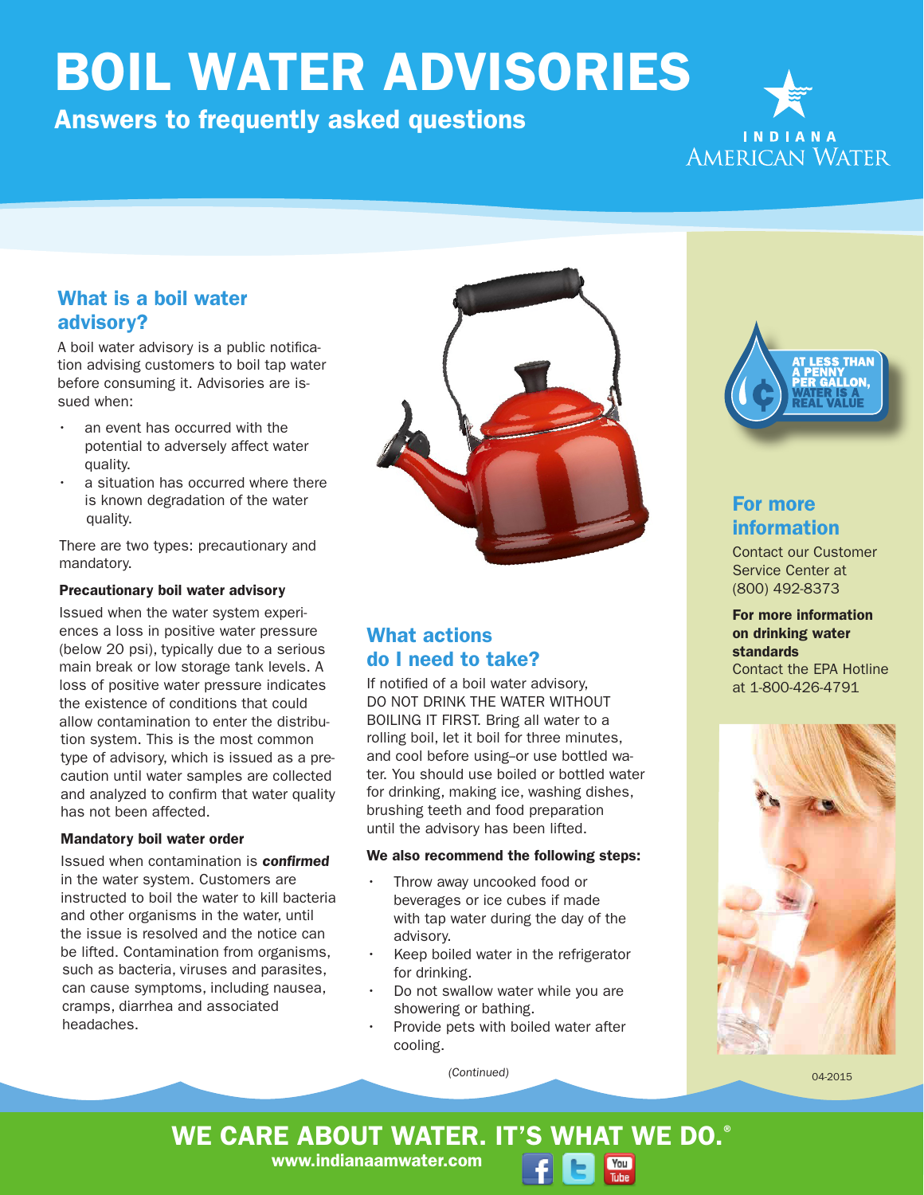# BOIL WATER ADVISORIES

## Answers to frequently asked questions

INDIANA AMERICAN WATER

### What is a boil water advisory?

A boil water advisory is a public notification advising customers to boil tap water before consuming it. Advisories are issued when:

- an event has occurred with the potential to adversely affect water quality.
- a situation has occurred where there is known degradation of the water quality.

There are two types: precautionary and mandatory.

**Precautionary boil water advisory**

Issued when the water system experiences a loss in positive water pressure (below 20 psi), typically due to a serious main break or low storage tank levels. A loss of positive water pressure indicates the existence of conditions that could allow contamination to enter the distribution system. This is the most common type of advisory, which is issued as a precaution until water samples are collected and analyzed to confirm that water quality has not been affected.

**Mandatory boil water order**

Issued when contamination is ***confirmed*** in the water system. Customers are instructed to boil the water to kill bacteria and other organisms in the water, until the issue is resolved and the notice can be lifted. Contamination from organisms, such as bacteria, viruses and parasites, can cause symptoms, including nausea, cramps, diarrhea and associated headaches.

### What actions do I need to take?

If notified of a boil water advisory, DO NOT DRINK THE WATER WITHOUT BOILING IT FIRST. Bring all water to a rolling boil, let it boil for three minutes, and cool before using–or use bottled water. You should use boiled or bottled water for drinking, making ice, washing dishes, brushing teeth and food preparation until the advisory has been lifted.

**We also recommend the following steps:**

- Throw away uncooked food or beverages or ice cubes if made with tap water during the day of the advisory.
- Keep boiled water in the refrigerator for drinking.
- Do not swallow water while you are showering or bathing.
- Provide pets with boiled water after cooling.

*(Continued)*

AT LESS THAN A PENNY PER GALLON, WATER IS A REAL VALUE

### For more information

Contact our Customer Service Center at (800) 492-8373

**For more information on drinking water standards**
Contact the EPA Hotline at 1-800-426-4791

04-2015

**WE CARE ABOUT WATER. IT'S WHAT WE DO.®**
www.indianaamwater.com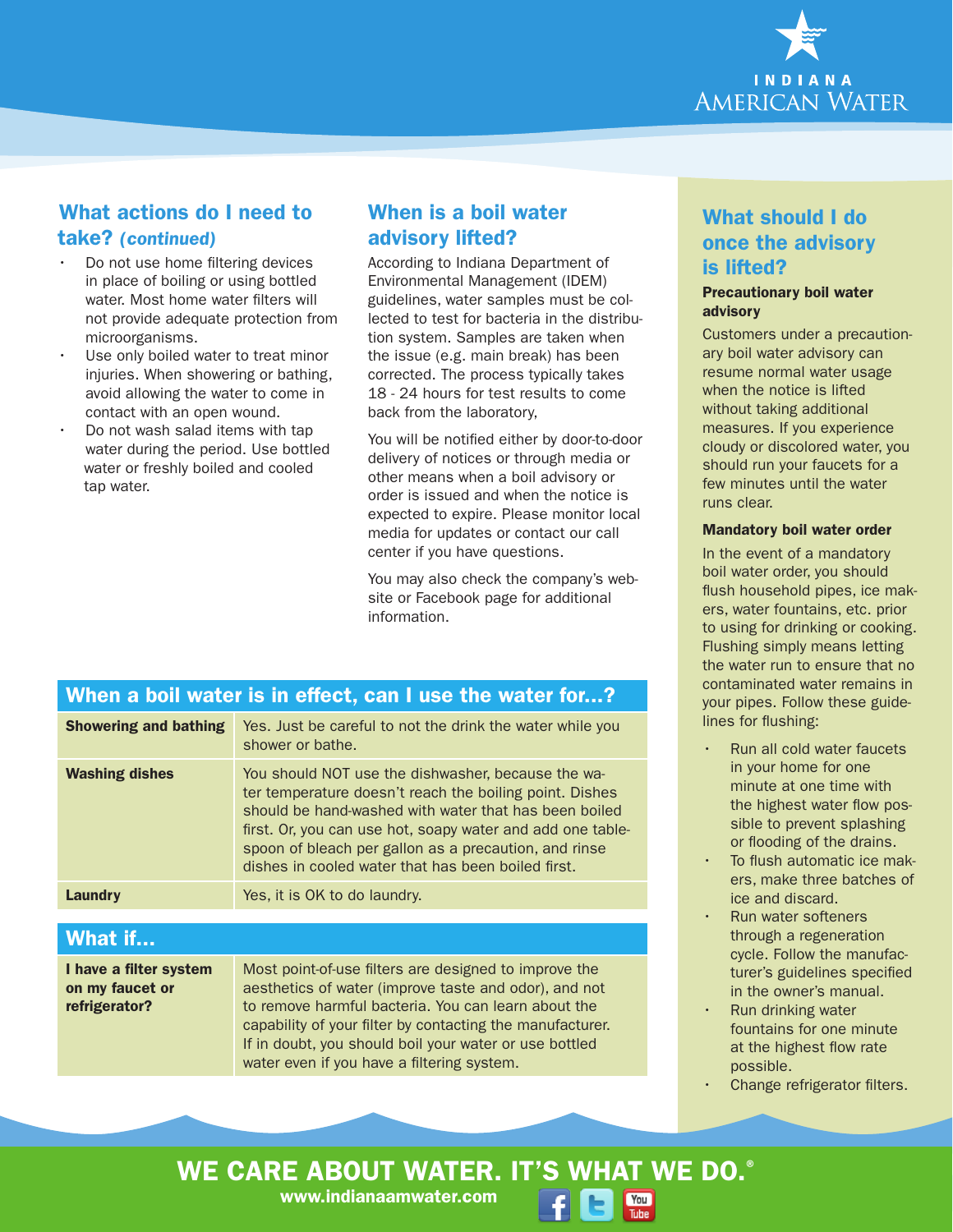INDIANA AMERICAN WATER

## What actions do I need to take? *(continued)*

- Do not use home filtering devices in place of boiling or using bottled water. Most home water filters will not provide adequate protection from microorganisms.
- Use only boiled water to treat minor injuries. When showering or bathing, avoid allowing the water to come in contact with an open wound.
- Do not wash salad items with tap water during the period. Use bottled water or freshly boiled and cooled tap water.

## When is a boil water advisory lifted?

According to Indiana Department of Environmental Management (IDEM) guidelines, water samples must be collected to test for bacteria in the distribution system. Samples are taken when the issue (e.g. main break) has been corrected. The process typically takes 18 - 24 hours for test results to come back from the laboratory,

You will be notified either by door-to-door delivery of notices or through media or other means when a boil advisory or order is issued and when the notice is expected to expire. Please monitor local media for updates or contact our call center if you have questions.

You may also check the company's website or Facebook page for additional information.

## When a boil water is in effect, can I use the water for...?

| | |
|---|---|
| **Showering and bathing** | Yes. Just be careful to not the drink the water while you shower or bathe. |
| **Washing dishes** | You should NOT use the dishwasher, because the water temperature doesn't reach the boiling point. Dishes should be hand-washed with water that has been boiled first. Or, you can use hot, soapy water and add one tablespoon of bleach per gallon as a precaution, and rinse dishes in cooled water that has been boiled first. |
| **Laundry** | Yes, it is OK to do laundry. |

## What if...

| | |
|---|---|
| **I have a filter system on my faucet or refrigerator?** | Most point-of-use filters are designed to improve the aesthetics of water (improve taste and odor), and not to remove harmful bacteria. You can learn about the capability of your filter by contacting the manufacturer. If in doubt, you should boil your water or use bottled water even if you have a filtering system. |

## What should I do once the advisory is lifted?

### Precautionary boil water advisory

Customers under a precautionary boil water advisory can resume normal water usage when the notice is lifted without taking additional measures. If you experience cloudy or discolored water, you should run your faucets for a few minutes until the water runs clear.

### Mandatory boil water order

In the event of a mandatory boil water order, you should flush household pipes, ice makers, water fountains, etc. prior to using for drinking or cooking. Flushing simply means letting the water run to ensure that no contaminated water remains in your pipes. Follow these guidelines for flushing:

- Run all cold water faucets in your home for one minute at one time with the highest water flow possible to prevent splashing or flooding of the drains.
- To flush automatic ice makers, make three batches of ice and discard.
- Run water softeners through a regeneration cycle. Follow the manufacturer's guidelines specified in the owner's manual.
- Run drinking water fountains for one minute at the highest flow rate possible.
- Change refrigerator filters.

**WE CARE ABOUT WATER. IT'S WHAT WE DO.®**

www.indianaamwater.com